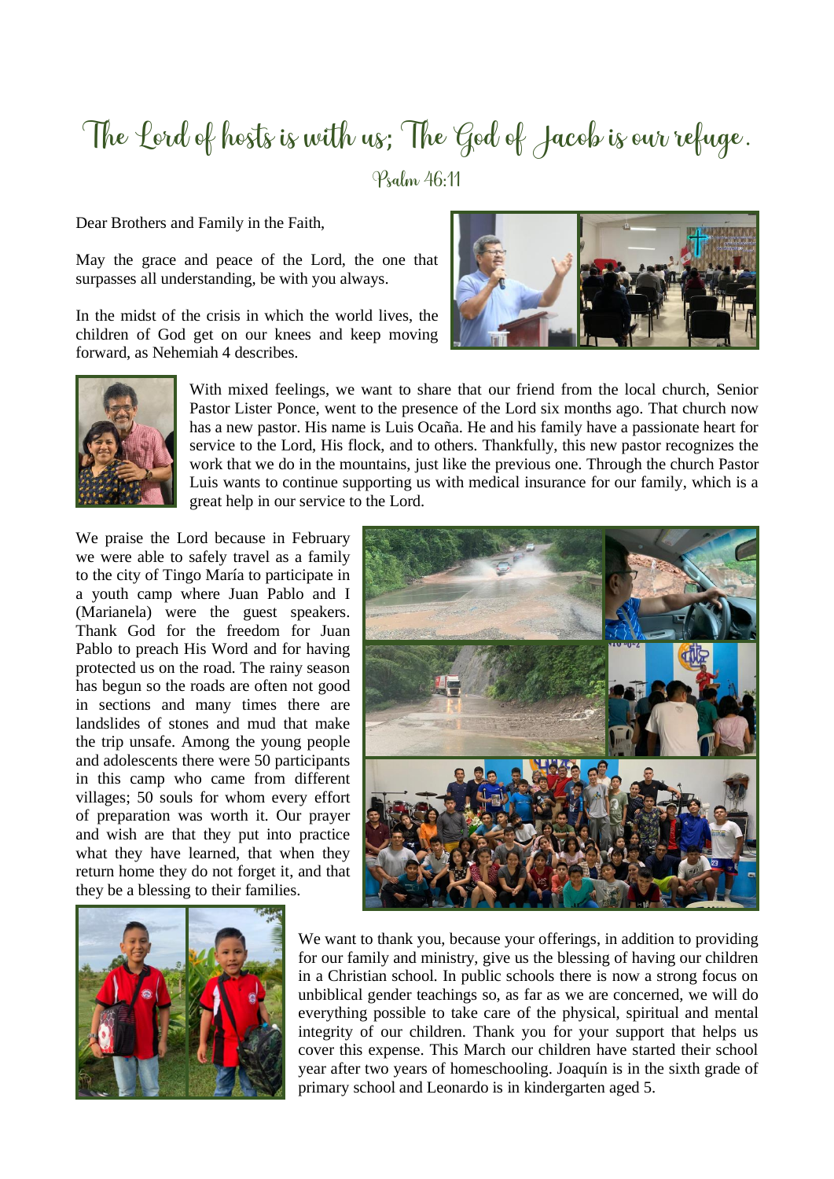# The Lord of hosts is with us; The God of Jacob is our refuge.

Psalm 46:11

Dear Brothers and Family in the Faith,

May the grace and peace of the Lord, the one that surpasses all understanding, be with you always.

In the midst of the crisis in which the world lives, the children of God get on our knees and keep moving forward, as Nehemiah 4 describes.

With mixed feelings, we want to share that our friend from the local church, Senior Pastor Lister Ponce, went to the presence of the Lord six months ago. That church now has a new pastor. His name is Luis Ocaña. He and his family have a passionate heart for service to the Lord, His flock, and to others. Thankfully, this new pastor recognizes the work that we do in the mountains, just like the previous one. Through the church Pastor Luis wants to continue supporting us with medical insurance for our family, which is a great help in our service to the Lord.

We praise the Lord because in February we were able to safely travel as a family to the city of Tingo María to participate in a youth camp where Juan Pablo and I (Marianela) were the guest speakers. Thank God for the freedom for Juan Pablo to preach His Word and for having protected us on the road. The rainy season has begun so the roads are often not good in sections and many times there are landslides of stones and mud that make the trip unsafe. Among the young people and adolescents there were 50 participants in this camp who came from different villages; 50 souls for whom every effort of preparation was worth it. Our prayer and wish are that they put into practice what they have learned, that when they return home they do not forget it, and that they be a blessing to their families.

We want to thank you, because your offerings, in addition to providing for our family and ministry, give us the blessing of having our children in a Christian school. In public schools there is now a strong focus on unbiblical gender teachings so, as far as we are concerned, we will do everything possible to take care of the physical, spiritual and mental integrity of our children. Thank you for your support that helps us cover this expense. This March our children have started their school year after two years of homeschooling. Joaquín is in the sixth grade of primary school and Leonardo is in kindergarten aged 5.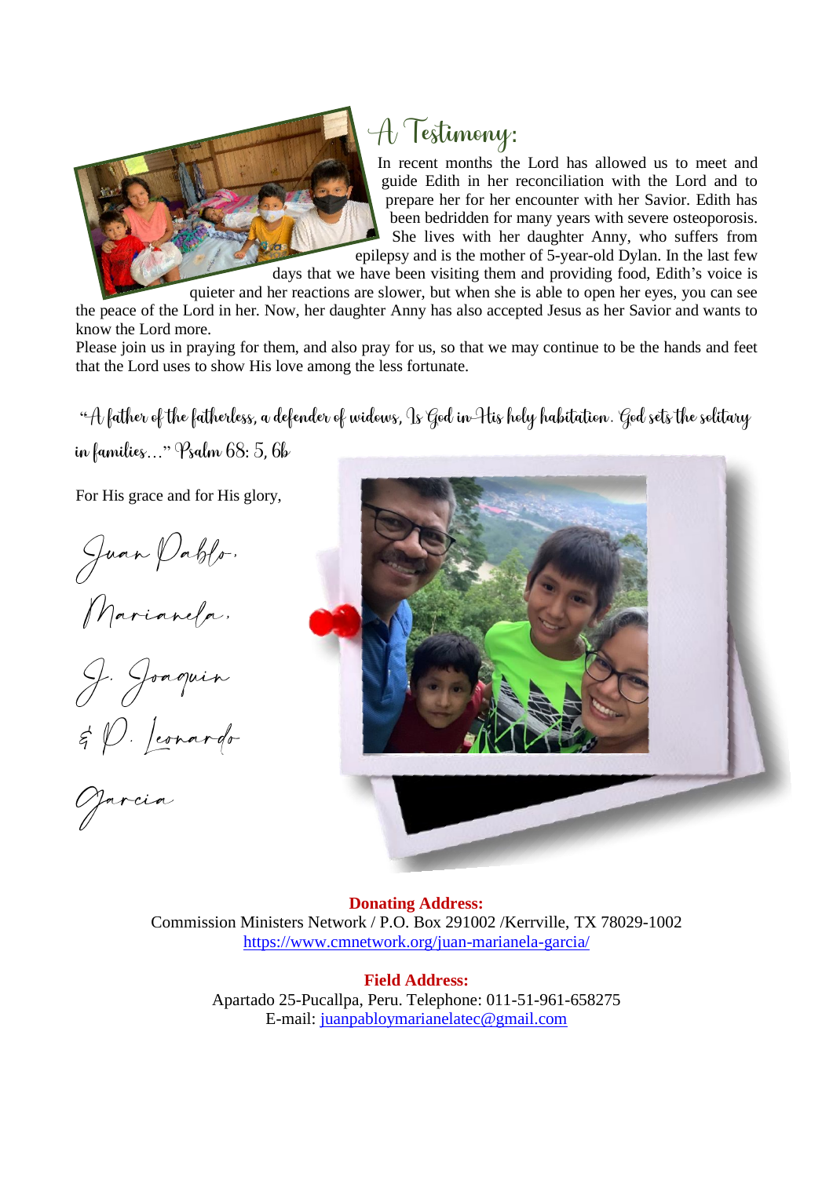## A Testimony:

In recent months the Lord has allowed us to meet and guide Edith in her reconciliation with the Lord and to prepare her for her encounter with her Savior. Edith has been bedridden for many years with severe osteoporosis. She lives with her daughter Anny, who suffers from epilepsy and is the mother of 5-year-old Dylan. In the last few days that we have been visiting them and providing food, Edith's voice is quieter and her reactions are slower, but when she is able to open her eyes, you can see the peace of the Lord in her. Now, her daughter Anny has also accepted Jesus as her Savior and wants to know the Lord more.

Please join us in praying for them, and also pray for us, so that we may continue to be the hands and feet that the Lord uses to show His love among the less fortunate.

*"A father of the fatherless, a defender of widows, Is God in His holy habitation. God sets the solitary in families…" Psalm 68: 5, 6b*

For His grace and for His glory,

*Juan Pablo,*

*Marianela,*

*J. Joaquin*

*& P. Leonardo*

*Garcia*

**Donating Address:**
Commission Ministers Network / P.O. Box 291002 /Kerrville, TX 78029-1002
https://www.cmnetwork.org/juan-marianela-garcia/

**Field Address:**
Apartado 25-Pucallpa, Peru. Telephone: 011-51-961-658275
E-mail: juanpabloymarianelatec@gmail.com